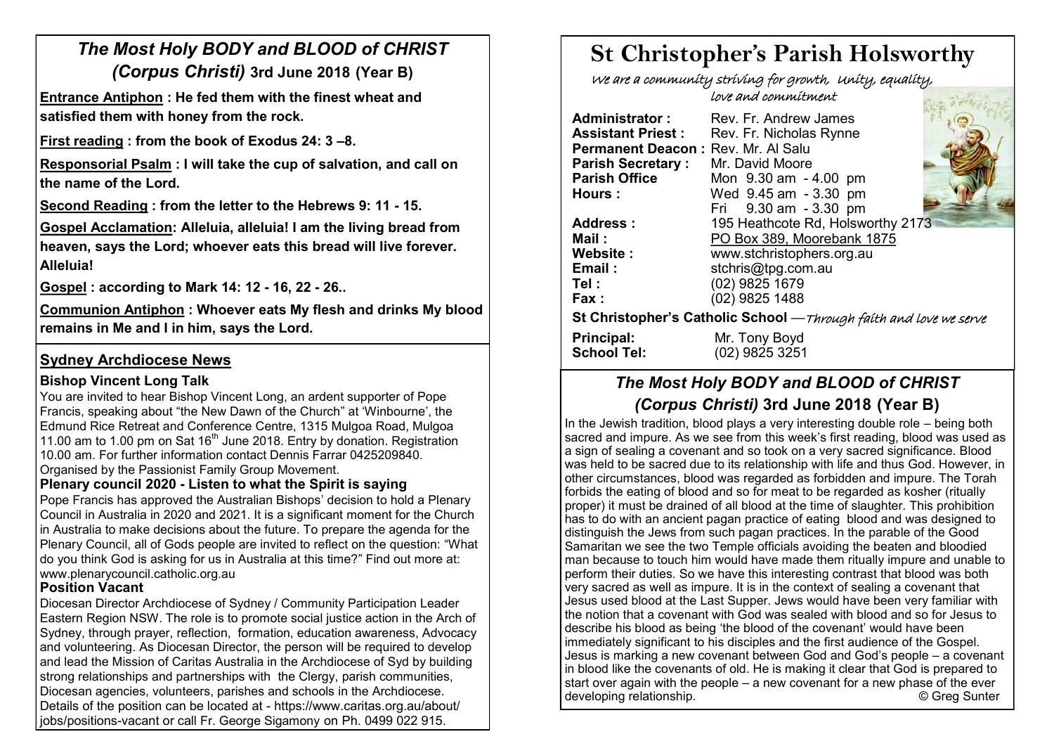## *The Most Holy BODY and BLOOD of CHRIST (Corpus Christi)* 3rd June 2018 (Year B)

**Entrance Antiphon : He fed them with the finest wheat and satisfied them with honey from the rock.**

**First reading : from the book of Exodus 24: 3 –8.**

**Responsorial Psalm : I will take the cup of salvation, and call on the name of the Lord.**

**Second Reading : from the letter to the Hebrews 9: 11 - 15.**

**Gospel Acclamation: Alleluia, alleluia! I am the living bread from heaven, says the Lord; whoever eats this bread will live forever. Alleluia!**

**Gospel : according to Mark 14: 12 - 16, 22 - 26..**

**Communion Antiphon : Whoever eats My flesh and drinks My blood remains in Me and I in him, says the Lord.**

## Sydney Archdiocese News

### Bishop Vincent Long Talk

You are invited to hear Bishop Vincent Long, an ardent supporter of Pope Francis, speaking about "the New Dawn of the Church" at 'Winbourne', the Edmund Rice Retreat and Conference Centre, 1315 Mulgoa Road, Mulgoa 11.00 am to 1.00 pm on Sat 16th June 2018. Entry by donation. Registration 10.00 am. For further information contact Dennis Farrar 0425209840. Organised by the Passionist Family Group Movement.

### Plenary council 2020 - Listen to what the Spirit is saying

Pope Francis has approved the Australian Bishops' decision to hold a Plenary Council in Australia in 2020 and 2021. It is a significant moment for the Church in Australia to make decisions about the future. To prepare the agenda for the Plenary Council, all of Gods people are invited to reflect on the question: "What do you think God is asking for us in Australia at this time?" Find out more at: www.plenarycouncil.catholic.org.au

### Position Vacant

Diocesan Director Archdiocese of Sydney / Community Participation Leader Eastern Region NSW. The role is to promote social justice action in the Arch of Sydney, through prayer, reflection, formation, education awareness, Advocacy and volunteering. As Diocesan Director, the person will be required to develop and lead the Mission of Caritas Australia in the Archdiocese of Syd by building strong relationships and partnerships with the Clergy, parish communities, Diocesan agencies, volunteers, parishes and schools in the Archdiocese. Details of the position can be located at - https://www.caritas.org.au/about/jobs/positions-vacant or call Fr. George Sigamony on Ph. 0499 022 915.

# St Christopher's Parish Holsworthy

*We are a community striving for growth, Unity, equality, love and commitment*

**Administrator :** Rev. Fr. Andrew James
**Assistant Priest :** Rev. Fr. Nicholas Rynne
**Permanent Deacon :** Rev. Mr. Al Salu
**Parish Secretary :** Mr. David Moore
**Parish Office Hours :** Mon 9.30 am - 4.00 pm; Wed 9.45 am - 3.30 pm; Fri 9.30 am - 3.30 pm
**Address :** 195 Heathcote Rd, Holsworthy 2173
**Mail :** PO Box 389, Moorebank 1875
**Website :** www.stchristophers.org.au
**Email :** stchris@tpg.com.au
**Tel :** (02) 9825 1679
**Fax :** (02) 9825 1488

**St Christopher's Catholic School** —*Through faith and love we serve*

**Principal:** Mr. Tony Boyd
**School Tel:** (02) 9825 3251

## *The Most Holy BODY and BLOOD of CHRIST (Corpus Christi)* 3rd June 2018 (Year B)

In the Jewish tradition, blood plays a very interesting double role – being both sacred and impure. As we see from this week's first reading, blood was used as a sign of sealing a covenant and so took on a very sacred significance. Blood was held to be sacred due to its relationship with life and thus God. However, in other circumstances, blood was regarded as forbidden and impure. The Torah forbids the eating of blood and so for meat to be regarded as kosher (ritually proper) it must be drained of all blood at the time of slaughter. This prohibition has to do with an ancient pagan practice of eating blood and was designed to distinguish the Jews from such pagan practices. In the parable of the Good Samaritan we see the two Temple officials avoiding the beaten and bloodied man because to touch him would have made them ritually impure and unable to perform their duties. So we have this interesting contrast that blood was both very sacred as well as impure. It is in the context of sealing a covenant that Jesus used blood at the Last Supper. Jews would have been very familiar with the notion that a covenant with God was sealed with blood and so for Jesus to describe his blood as being 'the blood of the covenant' would have been immediately significant to his disciples and the first audience of the Gospel. Jesus is marking a new covenant between God and God's people – a covenant in blood like the covenants of old. He is making it clear that God is prepared to start over again with the people – a new covenant for a new phase of the ever developing relationship. © Greg Sunter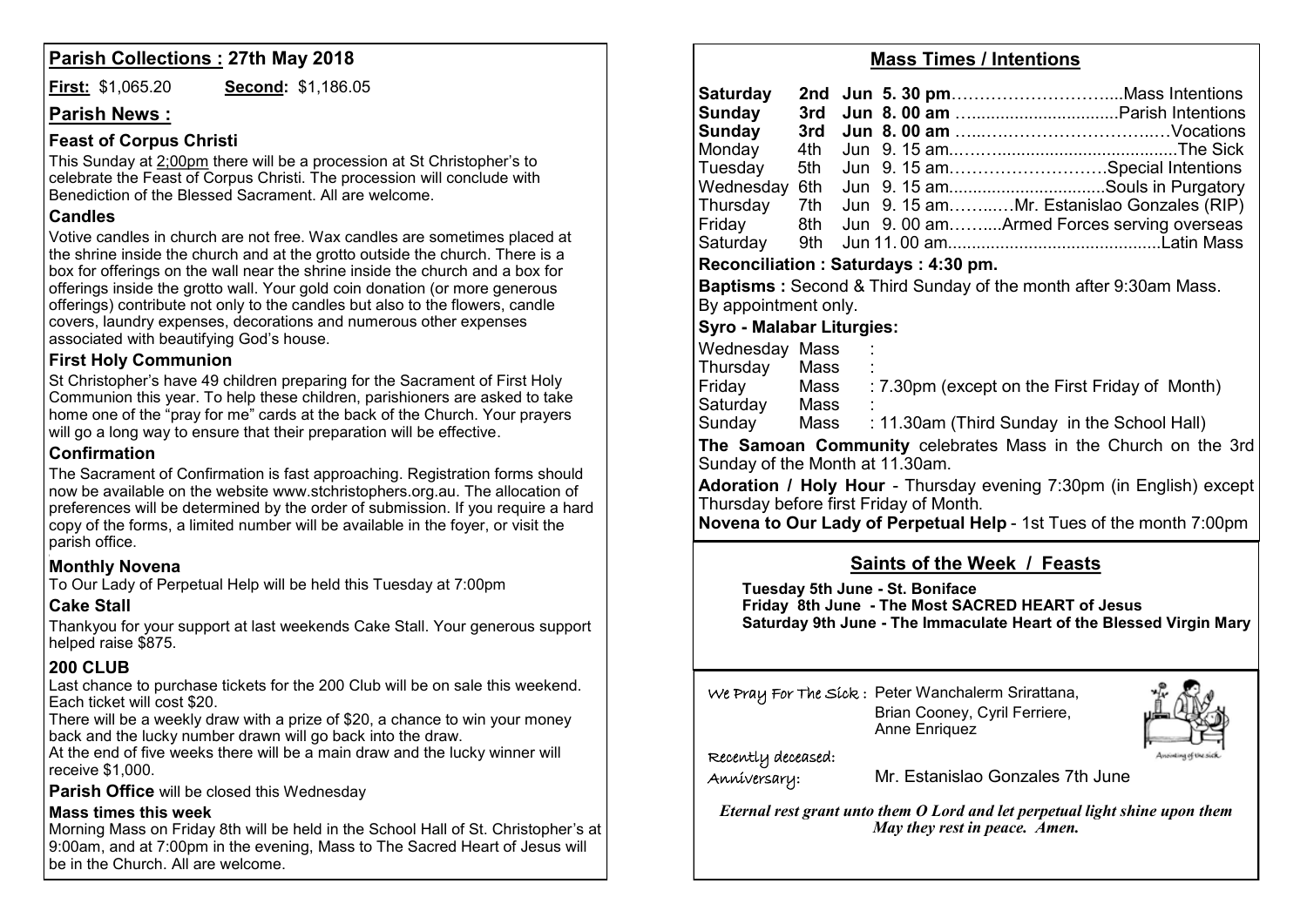## Parish Collections : 27th May 2018

**First:** $1,065.20 **Second:** $1,186.05

## Parish News :

### Feast of Corpus Christi

This Sunday at 2;00pm there will be a procession at St Christopher's to celebrate the Feast of Corpus Christi. The procession will conclude with Benediction of the Blessed Sacrament. All are welcome.

### Candles

Votive candles in church are not free. Wax candles are sometimes placed at the shrine inside the church and at the grotto outside the church. There is a box for offerings on the wall near the shrine inside the church and a box for offerings inside the grotto wall. Your gold coin donation (or more generous offerings) contribute not only to the candles but also to the flowers, candle covers, laundry expenses, decorations and numerous other expenses associated with beautifying God's house.

### First Holy Communion

St Christopher's have 49 children preparing for the Sacrament of First Holy Communion this year. To help these children, parishioners are asked to take home one of the "pray for me" cards at the back of the Church. Your prayers will go a long way to ensure that their preparation will be effective.

### Confirmation

The Sacrament of Confirmation is fast approaching. Registration forms should now be available on the website www.stchristophers.org.au. The allocation of preferences will be determined by the order of submission. If you require a hard copy of the forms, a limited number will be available in the foyer, or visit the parish office.

### Monthly Novena

To Our Lady of Perpetual Help will be held this Tuesday at 7:00pm

### Cake Stall

Thankyou for your support at last weekends Cake Stall. Your generous support helped raise $875.

### 200 CLUB

Last chance to purchase tickets for the 200 Club will be on sale this weekend. Each ticket will cost $20.

There will be a weekly draw with a prize of $20, a chance to win your money back and the lucky number drawn will go back into the draw.

At the end of five weeks there will be a main draw and the lucky winner will receive $1,000.

**Parish Office** will be closed this Wednesday

### Mass times this week

Morning Mass on Friday 8th will be held in the School Hall of St. Christopher's at 9:00am, and at 7:00pm in the evening, Mass to The Sacred Heart of Jesus will be in the Church. All are welcome.

## Mass Times / Intentions

| | | | | |
|---|---|---|---|---|
| **Saturday** | **2nd** | **Jun** | **5. 30 pm** | Mass Intentions |
| **Sunday** | **3rd** | **Jun** | **8. 00 am** | Parish Intentions |
| **Sunday** | **3rd** | **Jun** | **8. 00 am** | Vocations |
| Monday | 4th | Jun | 9. 15 am | The Sick |
| Tuesday | 5th | Jun | 9. 15 am | Special Intentions |
| Wednesday | 6th | Jun | 9. 15 am | Souls in Purgatory |
| Thursday | 7th | Jun | 9. 15 am | Mr. Estanislao Gonzales (RIP) |
| Friday | 8th | Jun | 9. 00 am | Armed Forces serving overseas |
| Saturday | 9th | Jun | 11. 00 am | Latin Mass |

**Reconciliation : Saturdays : 4:30 pm.**

**Baptisms :** Second & Third Sunday of the month after 9:30am Mass. By appointment only.

**Syro - Malabar Liturgies:**

| | | |
|---|---|---|
| Wednesday | Mass | : |
| Thursday | Mass | : |
| Friday | Mass | : 7.30pm (except on the First Friday of Month) |
| Saturday | Mass | : |
| Sunday | Mass | : 11.30am (Third Sunday in the School Hall) |

**The Samoan Community** celebrates Mass in the Church on the 3rd Sunday of the Month at 11.30am.

**Adoration / Holy Hour** - Thursday evening 7:30pm (in English) except Thursday before first Friday of Month.

**Novena to Our Lady of Perpetual Help** - 1st Tues of the month 7:00pm

## Saints of the Week / Feasts

**Tuesday 5th June - St. Boniface**
**Friday 8th June - The Most SACRED HEART of Jesus**
**Saturday 9th June - The Immaculate Heart of the Blessed Virgin Mary**

We Pray For The Sick : Peter Wanchalerm Srirattana, Brian Cooney, Cyril Ferriere, Anne Enriquez

Anointing of the sick

Recently deceased:

Anniversary: Mr. Estanislao Gonzales 7th June

*Eternal rest grant unto them O Lord and let perpetual light shine upon them*
*May they rest in peace. Amen.*